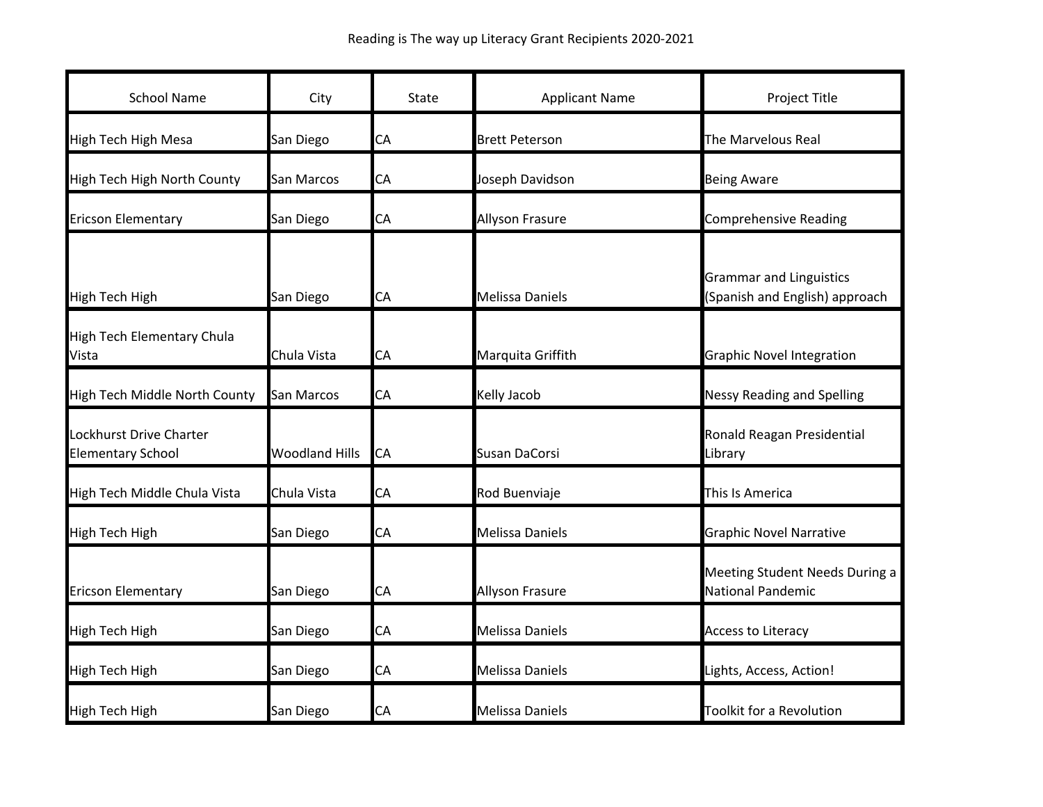# Reading is The way up Literacy Grant Recipients 2020-2021

| School Name | City | State | Applicant Name | Project Title |
|---|---|---|---|---|
| High Tech High Mesa | San Diego | CA | Brett Peterson | The Marvelous Real |
| High Tech High North County | San Marcos | CA | Joseph Davidson | Being Aware |
| Ericson Elementary | San Diego | CA | Allyson Frasure | Comprehensive Reading |
| High Tech High | San Diego | CA | Melissa Daniels | Grammar and Linguistics (Spanish and English) approach |
| High Tech Elementary Chula Vista | Chula Vista | CA | Marquita Griffith | Graphic Novel Integration |
| High Tech Middle North County | San Marcos | CA | Kelly Jacob | Nessy Reading and Spelling |
| Lockhurst Drive Charter Elementary School | Woodland Hills | CA | Susan DaCorsi | Ronald Reagan Presidential Library |
| High Tech Middle Chula Vista | Chula Vista | CA | Rod Buenviaje | This Is America |
| High Tech High | San Diego | CA | Melissa Daniels | Graphic Novel Narrative |
| Ericson Elementary | San Diego | CA | Allyson Frasure | Meeting Student Needs During a National Pandemic |
| High Tech High | San Diego | CA | Melissa Daniels | Access to Literacy |
| High Tech High | San Diego | CA | Melissa Daniels | Lights, Access, Action! |
| High Tech High | San Diego | CA | Melissa Daniels | Toolkit for a Revolution |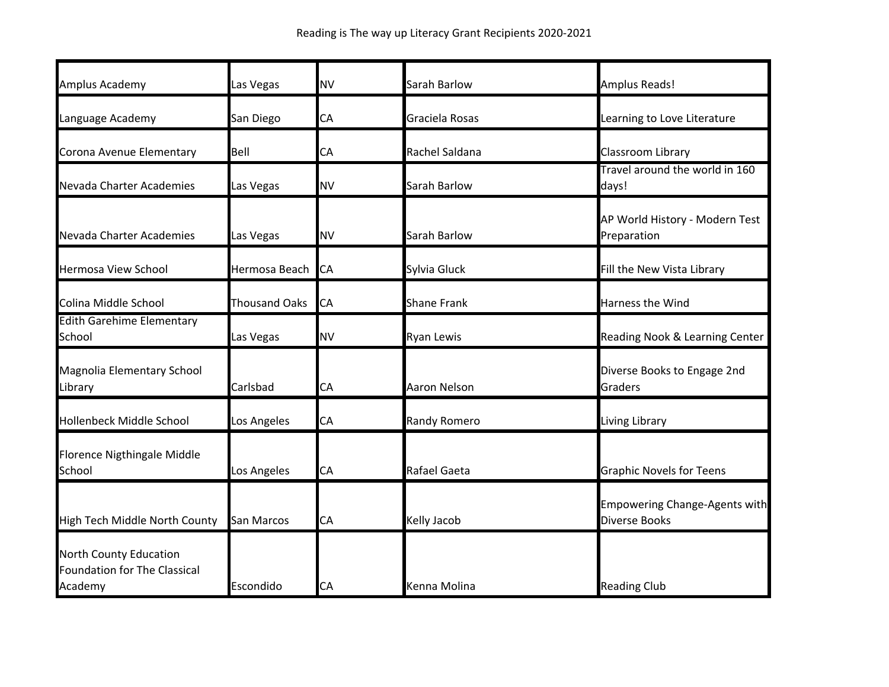# Reading is The way up Literacy Grant Recipients 2020-2021

| Amplus Academy | Las Vegas | NV | Sarah Barlow | Amplus Reads! |
|---|---|---|---|---|
| Language Academy | San Diego | CA | Graciela Rosas | Learning to Love Literature |
| Corona Avenue Elementary | Bell | CA | Rachel Saldana | Classroom Library |
| Nevada Charter Academies | Las Vegas | NV | Sarah Barlow | Travel around the world in 160 days! |
| Nevada Charter Academies | Las Vegas | NV | Sarah Barlow | AP World History - Modern Test Preparation |
| Hermosa View School | Hermosa Beach | CA | Sylvia Gluck | Fill the New Vista Library |
| Colina Middle School | Thousand Oaks | CA | Shane Frank | Harness the Wind |
| Edith Garehime Elementary School | Las Vegas | NV | Ryan Lewis | Reading Nook & Learning Center |
| Magnolia Elementary School Library | Carlsbad | CA | Aaron Nelson | Diverse Books to Engage 2nd Graders |
| Hollenbeck Middle School | Los Angeles | CA | Randy Romero | Living Library |
| Florence Nigthingale Middle School | Los Angeles | CA | Rafael Gaeta | Graphic Novels for Teens |
| High Tech Middle North County | San Marcos | CA | Kelly Jacob | Empowering Change-Agents with Diverse Books |
| North County Education Foundation for The Classical Academy | Escondido | CA | Kenna Molina | Reading Club |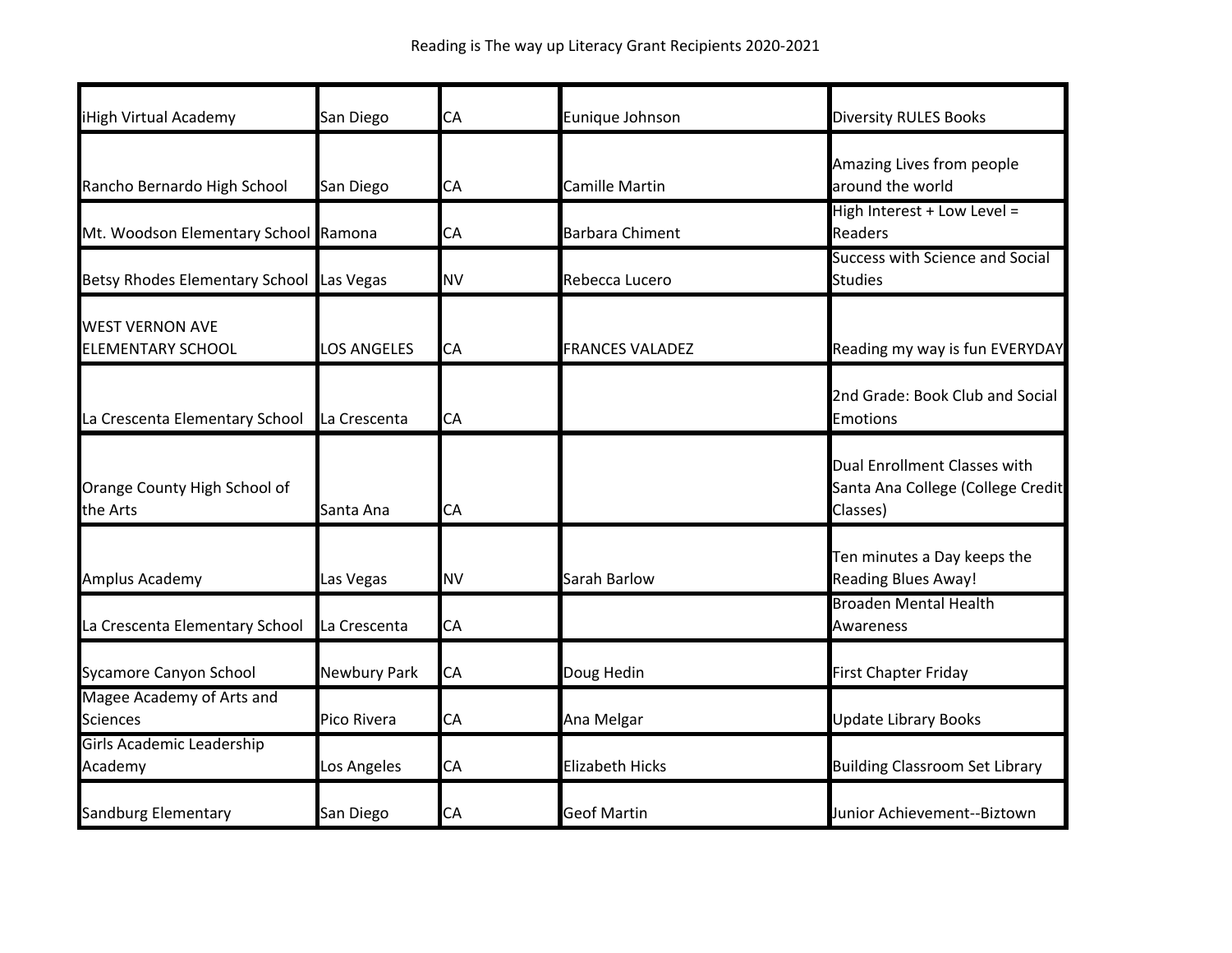Reading is The way up Literacy Grant Recipients 2020-2021

| | | | | |
|---|---|---|---|---|
| iHigh Virtual Academy | San Diego | CA | Eunique Johnson | Diversity RULES Books |
| Rancho Bernardo High School | San Diego | CA | Camille Martin | Amazing Lives from people around the world |
| Mt. Woodson Elementary School | Ramona | CA | Barbara Chiment | High Interest + Low Level = Readers |
| Betsy Rhodes Elementary School | Las Vegas | NV | Rebecca Lucero | Success with Science and Social Studies |
| WEST VERNON AVE ELEMENTARY SCHOOL | LOS ANGELES | CA | FRANCES VALADEZ | Reading my way is fun EVERYDAY |
| La Crescenta Elementary School | La Crescenta | CA | | 2nd Grade: Book Club and Social Emotions |
| Orange County High School of the Arts | Santa Ana | CA | | Dual Enrollment Classes with Santa Ana College (College Credit Classes) |
| Amplus Academy | Las Vegas | NV | Sarah Barlow | Ten minutes a Day keeps the Reading Blues Away! |
| La Crescenta Elementary School | La Crescenta | CA | | Broaden Mental Health Awareness |
| Sycamore Canyon School | Newbury Park | CA | Doug Hedin | First Chapter Friday |
| Magee Academy of Arts and Sciences | Pico Rivera | CA | Ana Melgar | Update Library Books |
| Girls Academic Leadership Academy | Los Angeles | CA | Elizabeth Hicks | Building Classroom Set Library |
| Sandburg Elementary | San Diego | CA | Geof Martin | Junior Achievement--Biztown |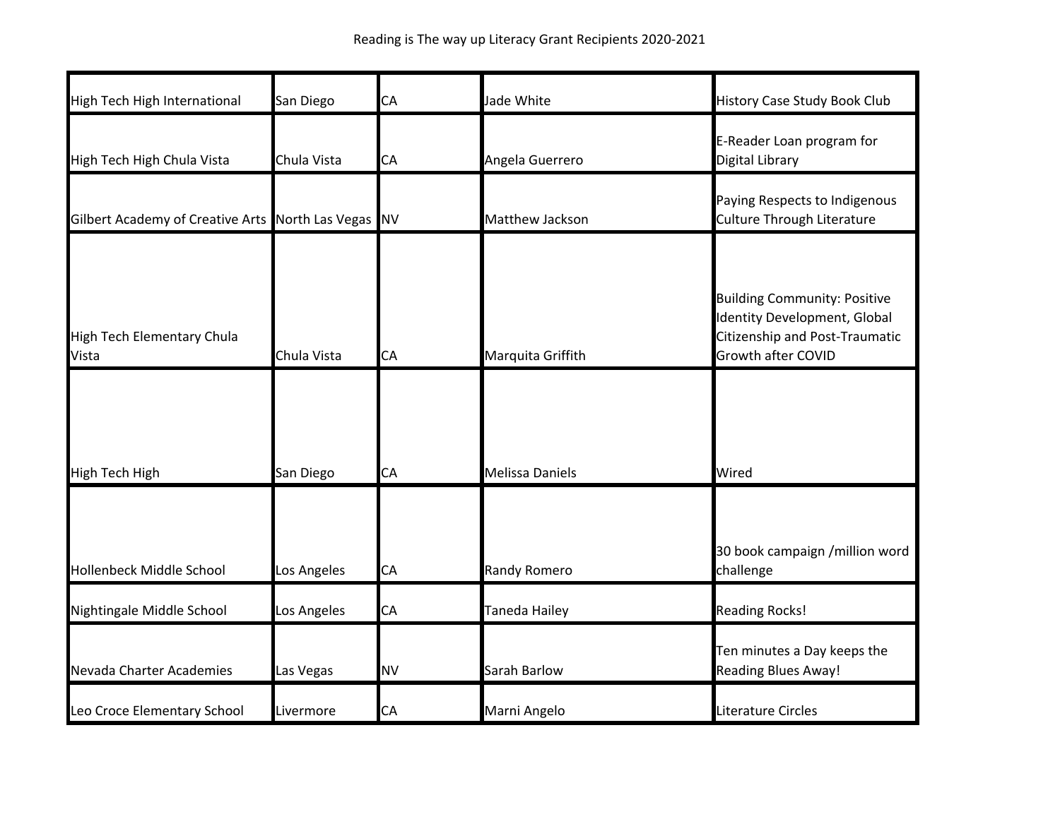Reading is The way up Literacy Grant Recipients 2020-2021

| | | | | |
|---|---|---|---|---|
| High Tech High International | San Diego | CA | Jade White | History Case Study Book Club |
| High Tech High Chula Vista | Chula Vista | CA | Angela Guerrero | E-Reader Loan program for Digital Library |
| Gilbert Academy of Creative Arts | North Las Vegas | NV | Matthew Jackson | Paying Respects to Indigenous Culture Through Literature |
| High Tech Elementary Chula Vista | Chula Vista | CA | Marquita Griffith | Building Community: Positive Identity Development, Global Citizenship and Post-Traumatic Growth after COVID |
| High Tech High | San Diego | CA | Melissa Daniels | Wired |
| Hollenbeck Middle School | Los Angeles | CA | Randy Romero | 30 book campaign /million word challenge |
| Nightingale Middle School | Los Angeles | CA | Taneda Hailey | Reading Rocks! |
| Nevada Charter Academies | Las Vegas | NV | Sarah Barlow | Ten minutes a Day keeps the Reading Blues Away! |
| Leo Croce Elementary School | Livermore | CA | Marni Angelo | Literature Circles |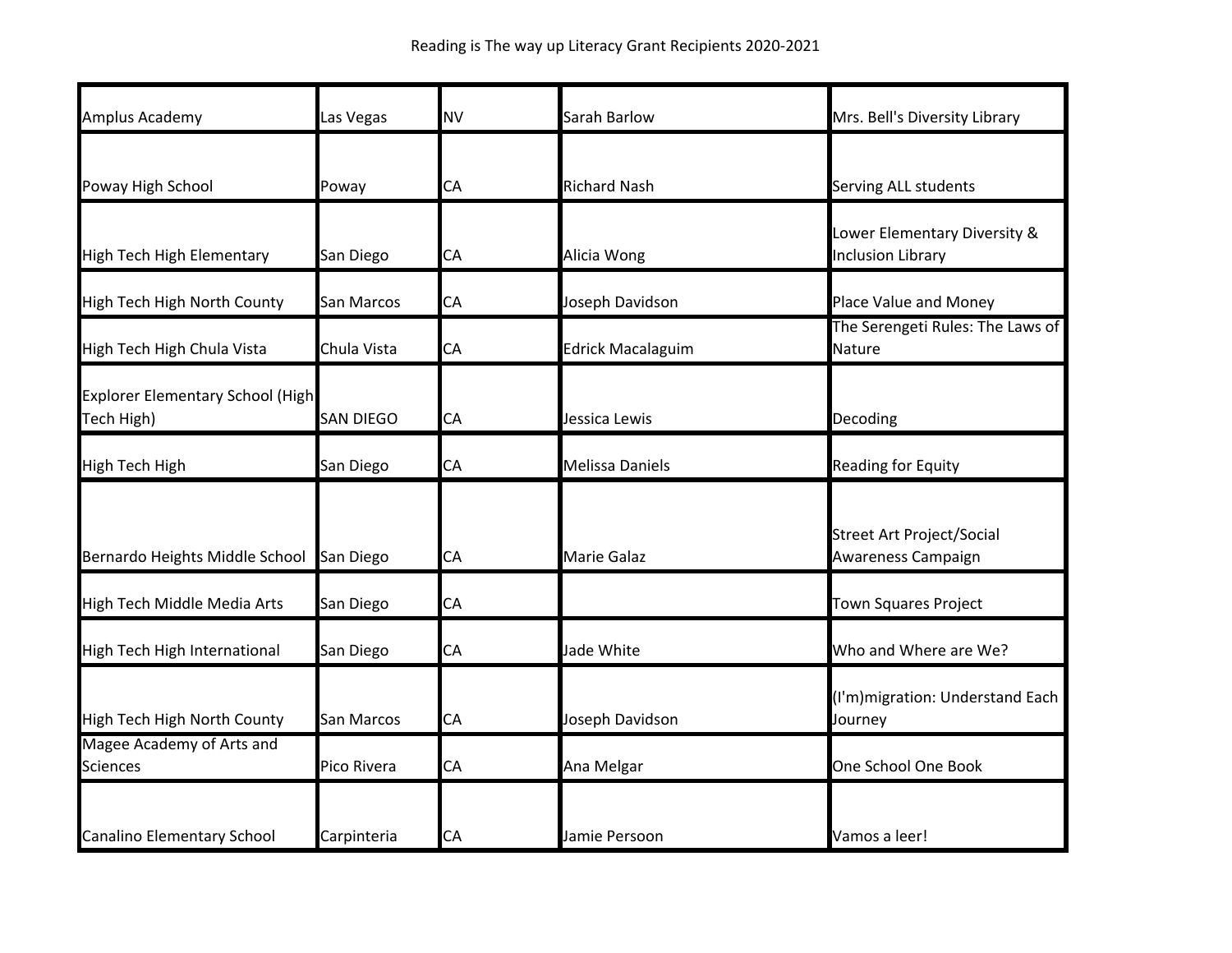Reading is The way up Literacy Grant Recipients 2020-2021

| | | | | |
|---|---|---|---|---|
| Amplus Academy | Las Vegas | NV | Sarah Barlow | Mrs. Bell's Diversity Library |
| Poway High School | Poway | CA | Richard Nash | Serving ALL students |
| High Tech High Elementary | San Diego | CA | Alicia Wong | Lower Elementary Diversity & Inclusion Library |
| High Tech High North County | San Marcos | CA | Joseph Davidson | Place Value and Money |
| High Tech High Chula Vista | Chula Vista | CA | Edrick Macalaguim | The Serengeti Rules: The Laws of Nature |
| Explorer Elementary School (High Tech High) | SAN DIEGO | CA | Jessica Lewis | Decoding |
| High Tech High | San Diego | CA | Melissa Daniels | Reading for Equity |
| Bernardo Heights Middle School | San Diego | CA | Marie Galaz | Street Art Project/Social Awareness Campaign |
| High Tech Middle Media Arts | San Diego | CA | | Town Squares Project |
| High Tech High International | San Diego | CA | Jade White | Who and Where are We? |
| High Tech High North County | San Marcos | CA | Joseph Davidson | (I'm)migration: Understand Each Journey |
| Magee Academy of Arts and Sciences | Pico Rivera | CA | Ana Melgar | One School One Book |
| Canalino Elementary School | Carpinteria | CA | Jamie Persoon | Vamos a leer! |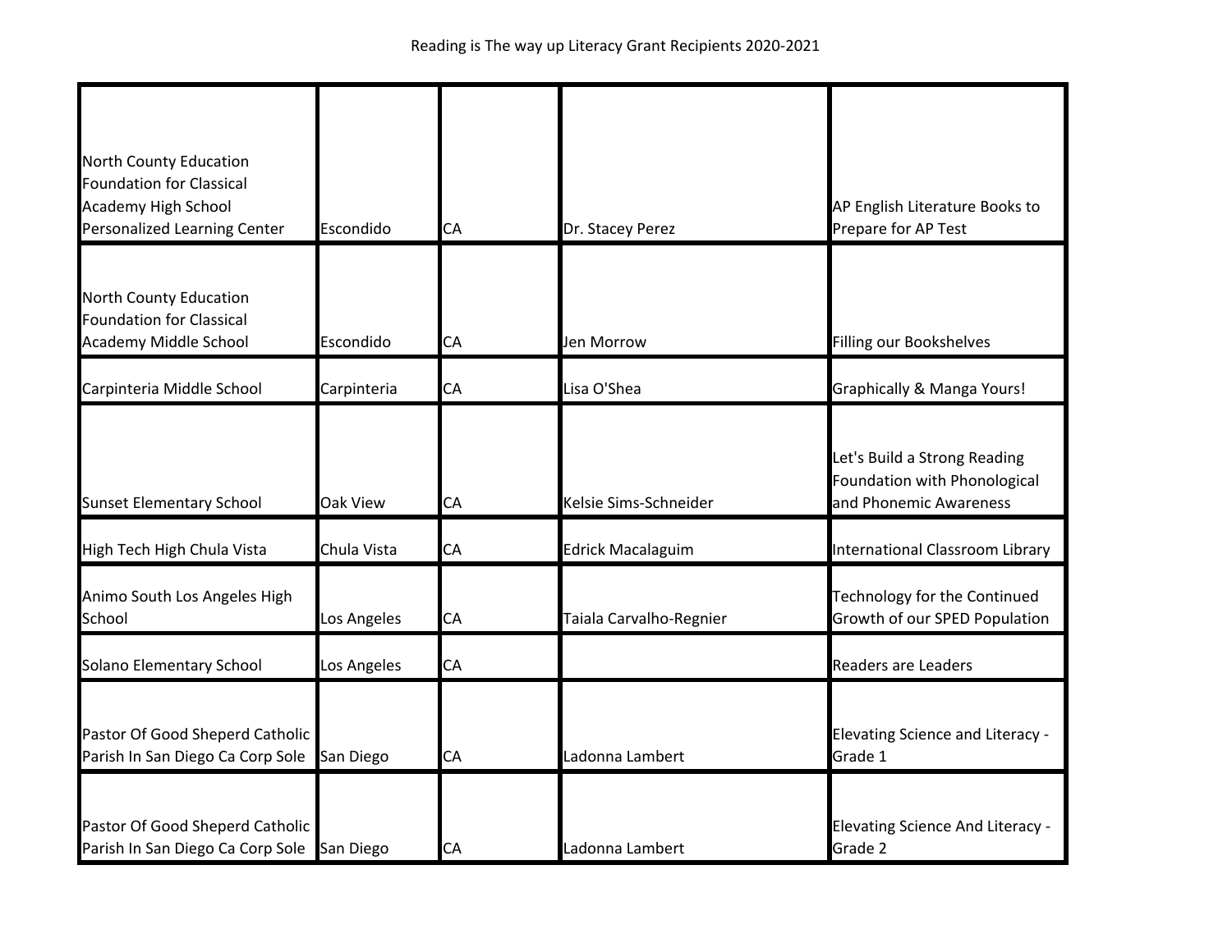| | | | | |
|---|---|---|---|---|
| North County Education Foundation for Classical Academy High School Personalized Learning Center | Escondido | CA | Dr. Stacey Perez | AP English Literature Books to Prepare for AP Test |
| North County Education Foundation for Classical Academy Middle School | Escondido | CA | Jen Morrow | Filling our Bookshelves |
| Carpinteria Middle School | Carpinteria | CA | Lisa O'Shea | Graphically & Manga Yours! |
| Sunset Elementary School | Oak View | CA | Kelsie Sims-Schneider | Let's Build a Strong Reading Foundation with Phonological and Phonemic Awareness |
| High Tech High Chula Vista | Chula Vista | CA | Edrick Macalaguim | International Classroom Library |
| Animo South Los Angeles High School | Los Angeles | CA | Taiala Carvalho-Regnier | Technology for the Continued Growth of our SPED Population |
| Solano Elementary School | Los Angeles | CA | | Readers are Leaders |
| Pastor Of Good Sheperd Catholic Parish In San Diego Ca Corp Sole | San Diego | CA | Ladonna Lambert | Elevating Science and Literacy - Grade 1 |
| Pastor Of Good Sheperd Catholic Parish In San Diego Ca Corp Sole | San Diego | CA | Ladonna Lambert | Elevating Science And Literacy - Grade 2 |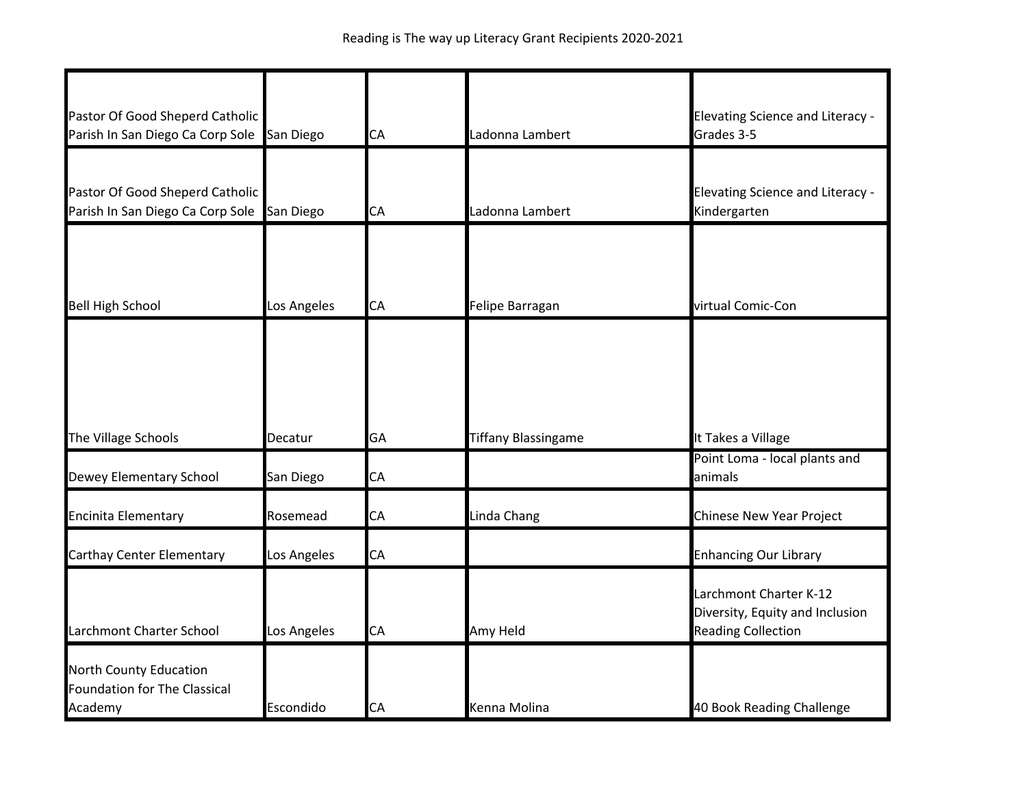Reading is The way up Literacy Grant Recipients 2020-2021

| | | | | |
|---|---|---|---|---|
| Pastor Of Good Sheperd Catholic Parish In San Diego Ca Corp Sole | San Diego | CA | Ladonna Lambert | Elevating Science and Literacy - Grades 3-5 |
| Pastor Of Good Sheperd Catholic Parish In San Diego Ca Corp Sole | San Diego | CA | Ladonna Lambert | Elevating Science and Literacy - Kindergarten |
| Bell High School | Los Angeles | CA | Felipe Barragan | virtual Comic-Con |
| The Village Schools | Decatur | GA | Tiffany Blassingame | It Takes a Village |
| Dewey Elementary School | San Diego | CA | | Point Loma - local plants and animals |
| Encinita Elementary | Rosemead | CA | Linda Chang | Chinese New Year Project |
| Carthay Center Elementary | Los Angeles | CA | | Enhancing Our Library |
| Larchmont Charter School | Los Angeles | CA | Amy Held | Larchmont Charter K-12 Diversity, Equity and Inclusion Reading Collection |
| North County Education Foundation for The Classical Academy | Escondido | CA | Kenna Molina | 40 Book Reading Challenge |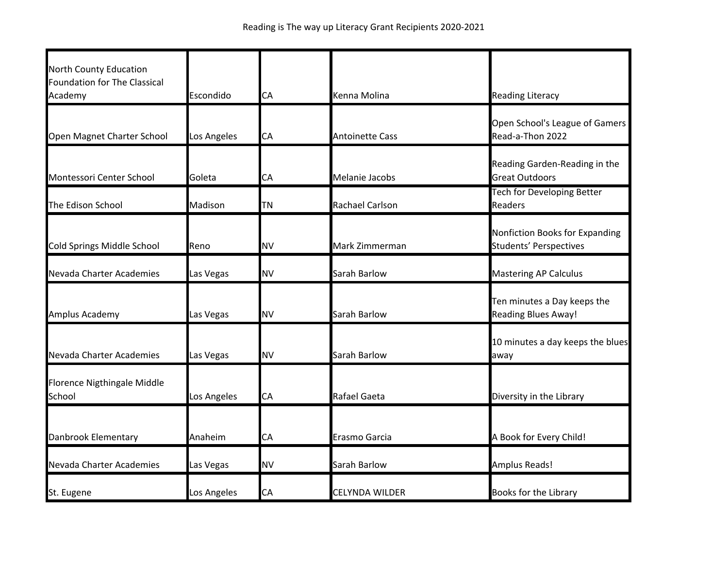Reading is The way up Literacy Grant Recipients 2020-2021

| | | | | |
|---|---|---|---|---|
| North County Education Foundation for The Classical Academy | Escondido | CA | Kenna Molina | Reading Literacy |
| Open Magnet Charter School | Los Angeles | CA | Antoinette Cass | Open School's League of Gamers Read-a-Thon 2022 |
| Montessori Center School | Goleta | CA | Melanie Jacobs | Reading Garden-Reading in the Great Outdoors |
| The Edison School | Madison | TN | Rachael Carlson | Tech for Developing Better Readers |
| Cold Springs Middle School | Reno | NV | Mark Zimmerman | Nonfiction Books for Expanding Students' Perspectives |
| Nevada Charter Academies | Las Vegas | NV | Sarah Barlow | Mastering AP Calculus |
| Amplus Academy | Las Vegas | NV | Sarah Barlow | Ten minutes a Day keeps the Reading Blues Away! |
| Nevada Charter Academies | Las Vegas | NV | Sarah Barlow | 10 minutes a day keeps the blues away |
| Florence Nigthingale Middle School | Los Angeles | CA | Rafael Gaeta | Diversity in the Library |
| Danbrook Elementary | Anaheim | CA | Erasmo Garcia | A Book for Every Child! |
| Nevada Charter Academies | Las Vegas | NV | Sarah Barlow | Amplus Reads! |
| St. Eugene | Los Angeles | CA | CELYNDA WILDER | Books for the Library |